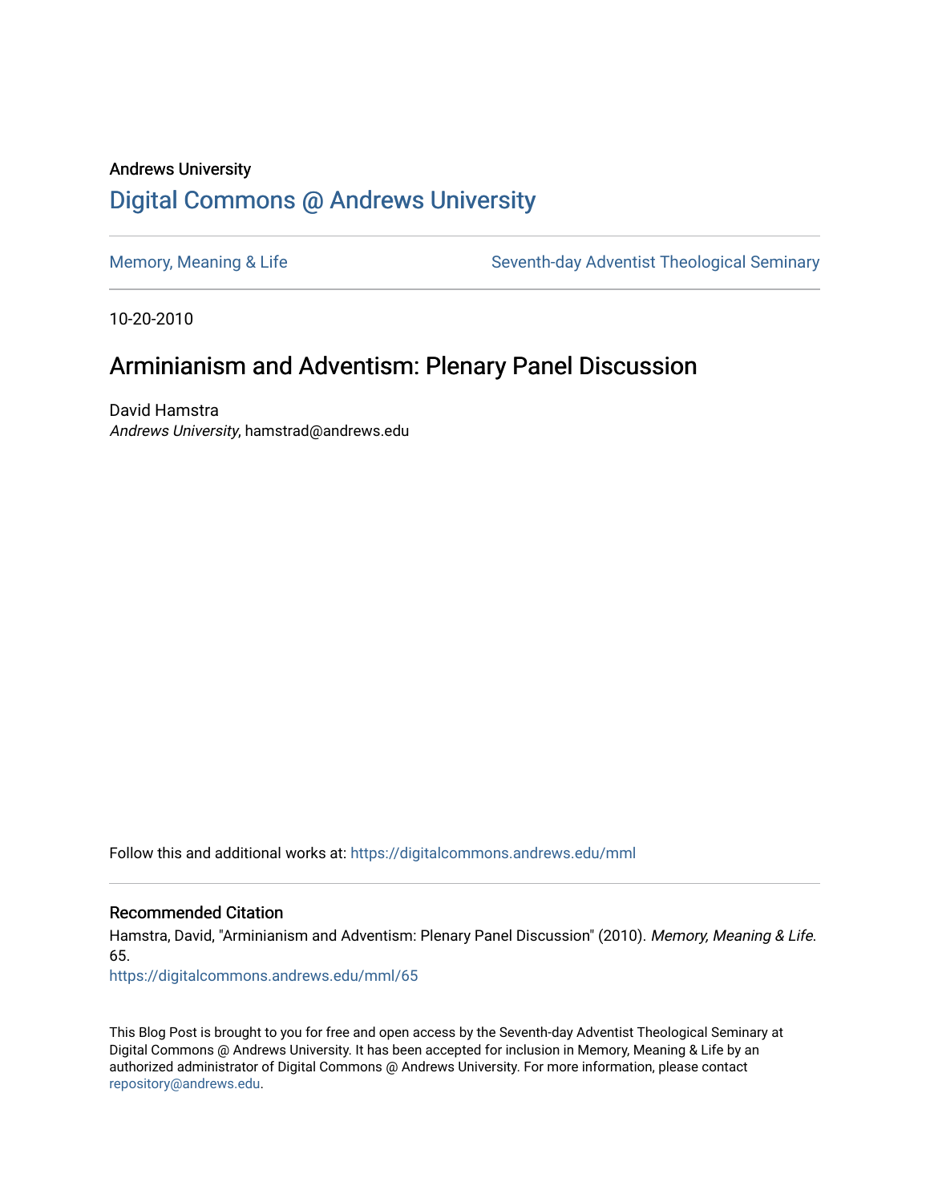Andrews University

# Digital Commons @ Andrews University

Memory, Meaning & Life | Seventh-day Adventist Theological Seminary

10-20-2010

## Arminianism and Adventism: Plenary Panel Discussion

David Hamstra
*Andrews University*, hamstrad@andrews.edu

Follow this and additional works at: https://digitalcommons.andrews.edu/mml

### Recommended Citation

Hamstra, David, "Arminianism and Adventism: Plenary Panel Discussion" (2010). *Memory, Meaning & Life*. 65.
https://digitalcommons.andrews.edu/mml/65

This Blog Post is brought to you for free and open access by the Seventh-day Adventist Theological Seminary at Digital Commons @ Andrews University. It has been accepted for inclusion in Memory, Meaning & Life by an authorized administrator of Digital Commons @ Andrews University. For more information, please contact repository@andrews.edu.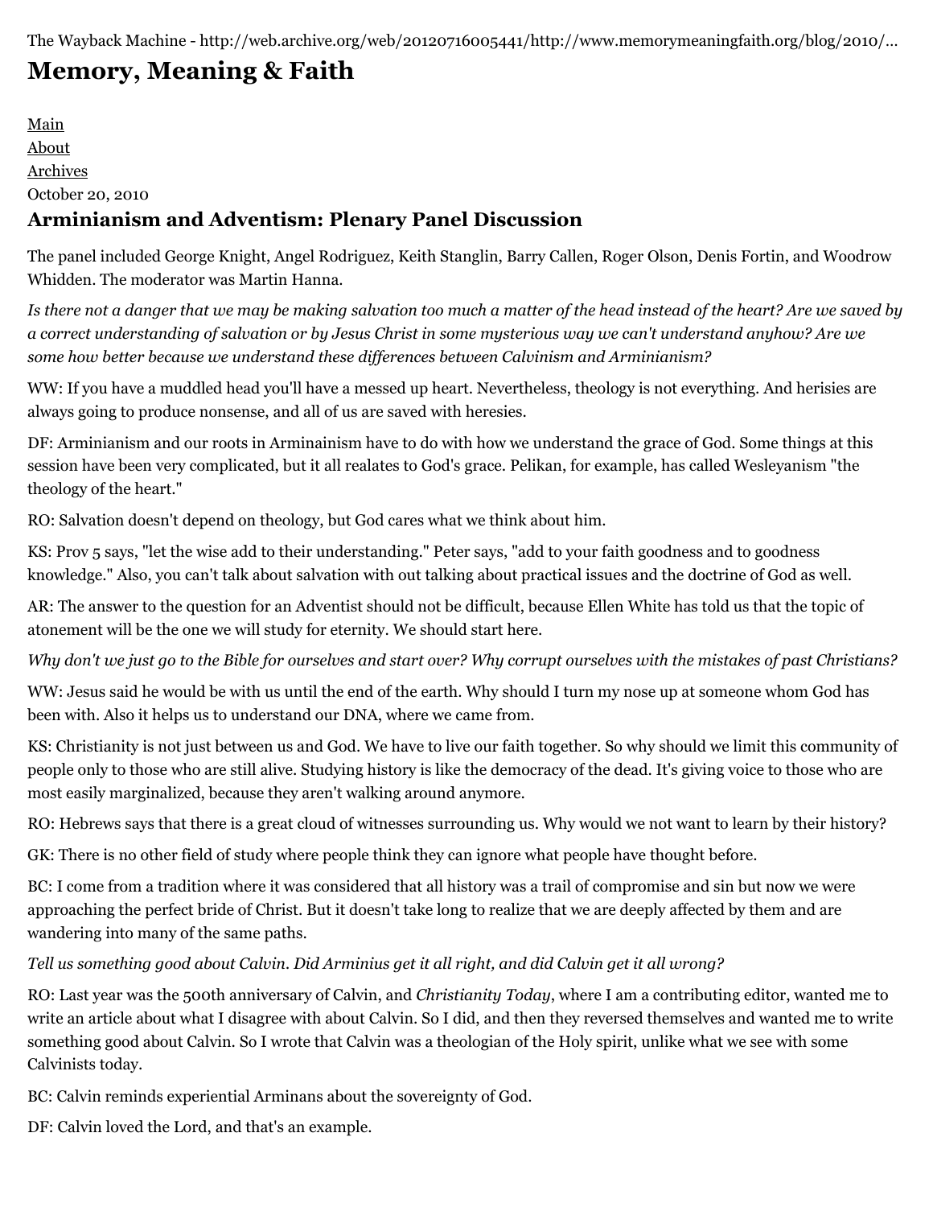The Wayback Machine - http://web.archive.org/web/20120716005441/http://www.memorymeaningfaith.org/blog/2010/...

# Memory, Meaning & Faith

Main
About
Archives
October 20, 2010

## Arminianism and Adventism: Plenary Panel Discussion

The panel included George Knight, Angel Rodriguez, Keith Stanglin, Barry Callen, Roger Olson, Denis Fortin, and Woodrow Whidden. The moderator was Martin Hanna.

*Is there not a danger that we may be making salvation too much a matter of the head instead of the heart? Are we saved by a correct understanding of salvation or by Jesus Christ in some mysterious way we can't understand anyhow? Are we some how better because we understand these differences between Calvinism and Arminianism?*

WW: If you have a muddled head you'll have a messed up heart. Nevertheless, theology is not everything. And herisies are always going to produce nonsense, and all of us are saved with heresies.

DF: Arminianism and our roots in Arminainism have to do with how we understand the grace of God. Some things at this session have been very complicated, but it all realates to God's grace. Pelikan, for example, has called Wesleyanism "the theology of the heart."

RO: Salvation doesn't depend on theology, but God cares what we think about him.

KS: Prov 5 says, "let the wise add to their understanding." Peter says, "add to your faith goodness and to goodness knowledge." Also, you can't talk about salvation with out talking about practical issues and the doctrine of God as well.

AR: The answer to the question for an Adventist should not be difficult, because Ellen White has told us that the topic of atonement will be the one we will study for eternity. We should start here.

*Why don't we just go to the Bible for ourselves and start over? Why corrupt ourselves with the mistakes of past Christians?*

WW: Jesus said he would be with us until the end of the earth. Why should I turn my nose up at someone whom God has been with. Also it helps us to understand our DNA, where we came from.

KS: Christianity is not just between us and God. We have to live our faith together. So why should we limit this community of people only to those who are still alive. Studying history is like the democracy of the dead. It's giving voice to those who are most easily marginalized, because they aren't walking around anymore.

RO: Hebrews says that there is a great cloud of witnesses surrounding us. Why would we not want to learn by their history?

GK: There is no other field of study where people think they can ignore what people have thought before.

BC: I come from a tradition where it was considered that all history was a trail of compromise and sin but now we were approaching the perfect bride of Christ. But it doesn't take long to realize that we are deeply affected by them and are wandering into many of the same paths.

*Tell us something good about Calvin. Did Arminius get it all right, and did Calvin get it all wrong?*

RO: Last year was the 500th anniversary of Calvin, and *Christianity Today*, where I am a contributing editor, wanted me to write an article about what I disagree with about Calvin. So I did, and then they reversed themselves and wanted me to write something good about Calvin. So I wrote that Calvin was a theologian of the Holy spirit, unlike what we see with some Calvinists today.

BC: Calvin reminds experiential Arminans about the sovereignty of God.

DF: Calvin loved the Lord, and that's an example.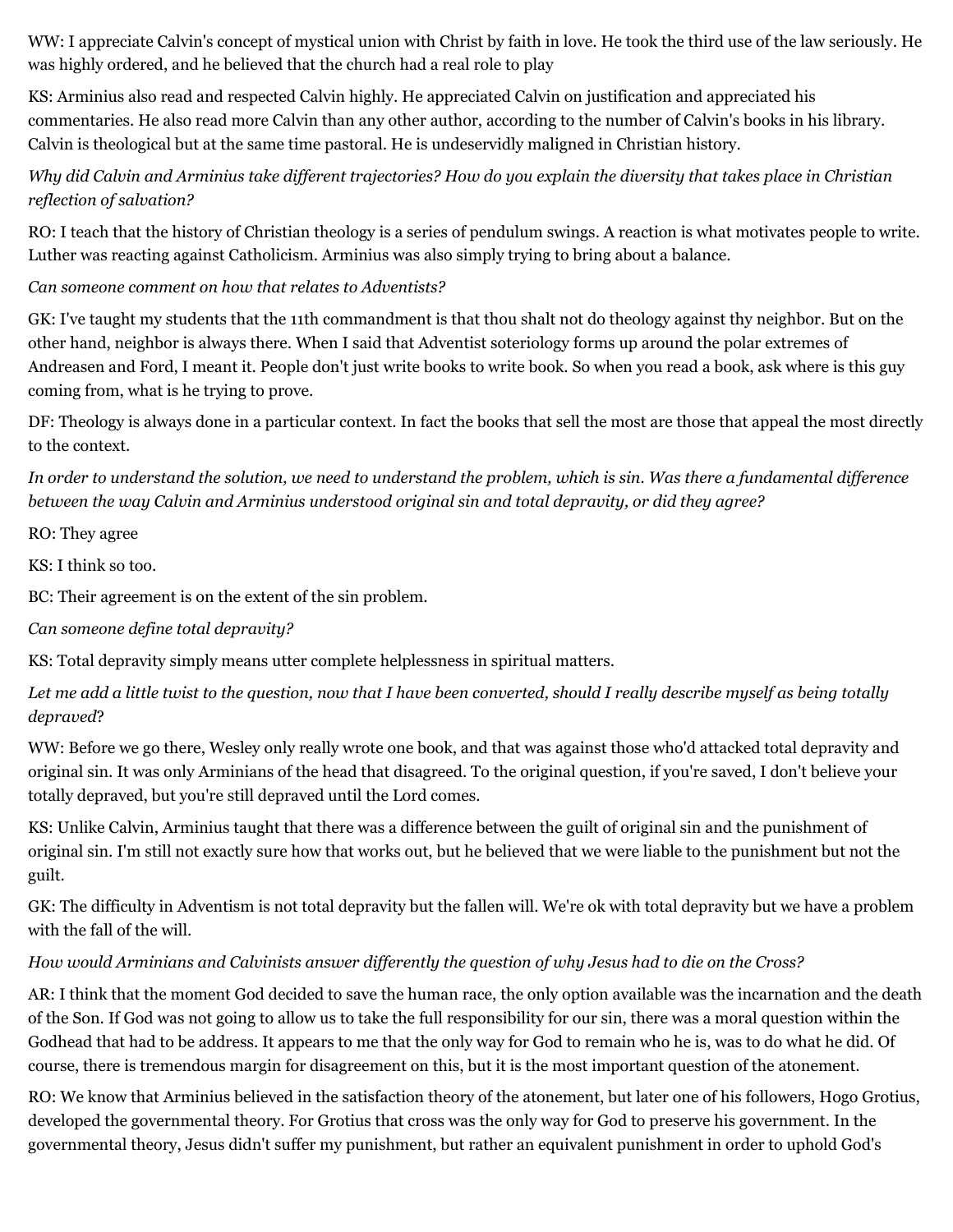WW: I appreciate Calvin's concept of mystical union with Christ by faith in love. He took the third use of the law seriously. He was highly ordered, and he believed that the church had a real role to play

KS: Arminius also read and respected Calvin highly. He appreciated Calvin on justification and appreciated his commentaries. He also read more Calvin than any other author, according to the number of Calvin's books in his library. Calvin is theological but at the same time pastoral. He is undeservidly maligned in Christian history.

*Why did Calvin and Arminius take different trajectories? How do you explain the diversity that takes place in Christian reflection of salvation?*

RO: I teach that the history of Christian theology is a series of pendulum swings. A reaction is what motivates people to write. Luther was reacting against Catholicism. Arminius was also simply trying to bring about a balance.

*Can someone comment on how that relates to Adventists?*

GK: I've taught my students that the 11th commandment is that thou shalt not do theology against thy neighbor. But on the other hand, neighbor is always there. When I said that Adventist soteriology forms up around the polar extremes of Andreasen and Ford, I meant it. People don't just write books to write book. So when you read a book, ask where is this guy coming from, what is he trying to prove.

DF: Theology is always done in a particular context. In fact the books that sell the most are those that appeal the most directly to the context.

*In order to understand the solution, we need to understand the problem, which is sin. Was there a fundamental difference between the way Calvin and Arminius understood original sin and total depravity, or did they agree?*

RO: They agree

KS: I think so too.

BC: Their agreement is on the extent of the sin problem.

*Can someone define total depravity?*

KS: Total depravity simply means utter complete helplessness in spiritual matters.

*Let me add a little twist to the question, now that I have been converted, should I really describe myself as being totally depraved*?

WW: Before we go there, Wesley only really wrote one book, and that was against those who'd attacked total depravity and original sin. It was only Arminians of the head that disagreed. To the original question, if you're saved, I don't believe your totally depraved, but you're still depraved until the Lord comes.

KS: Unlike Calvin, Arminius taught that there was a difference between the guilt of original sin and the punishment of original sin. I'm still not exactly sure how that works out, but he believed that we were liable to the punishment but not the guilt.

GK: The difficulty in Adventism is not total depravity but the fallen will. We're ok with total depravity but we have a problem with the fall of the will.

*How would Arminians and Calvinists answer differently the question of why Jesus had to die on the Cross?*

AR: I think that the moment God decided to save the human race, the only option available was the incarnation and the death of the Son. If God was not going to allow us to take the full responsibility for our sin, there was a moral question within the Godhead that had to be address. It appears to me that the only way for God to remain who he is, was to do what he did. Of course, there is tremendous margin for disagreement on this, but it is the most important question of the atonement.

RO: We know that Arminius believed in the satisfaction theory of the atonement, but later one of his followers, Hogo Grotius, developed the governmental theory. For Grotius that cross was the only way for God to preserve his government. In the governmental theory, Jesus didn't suffer my punishment, but rather an equivalent punishment in order to uphold God's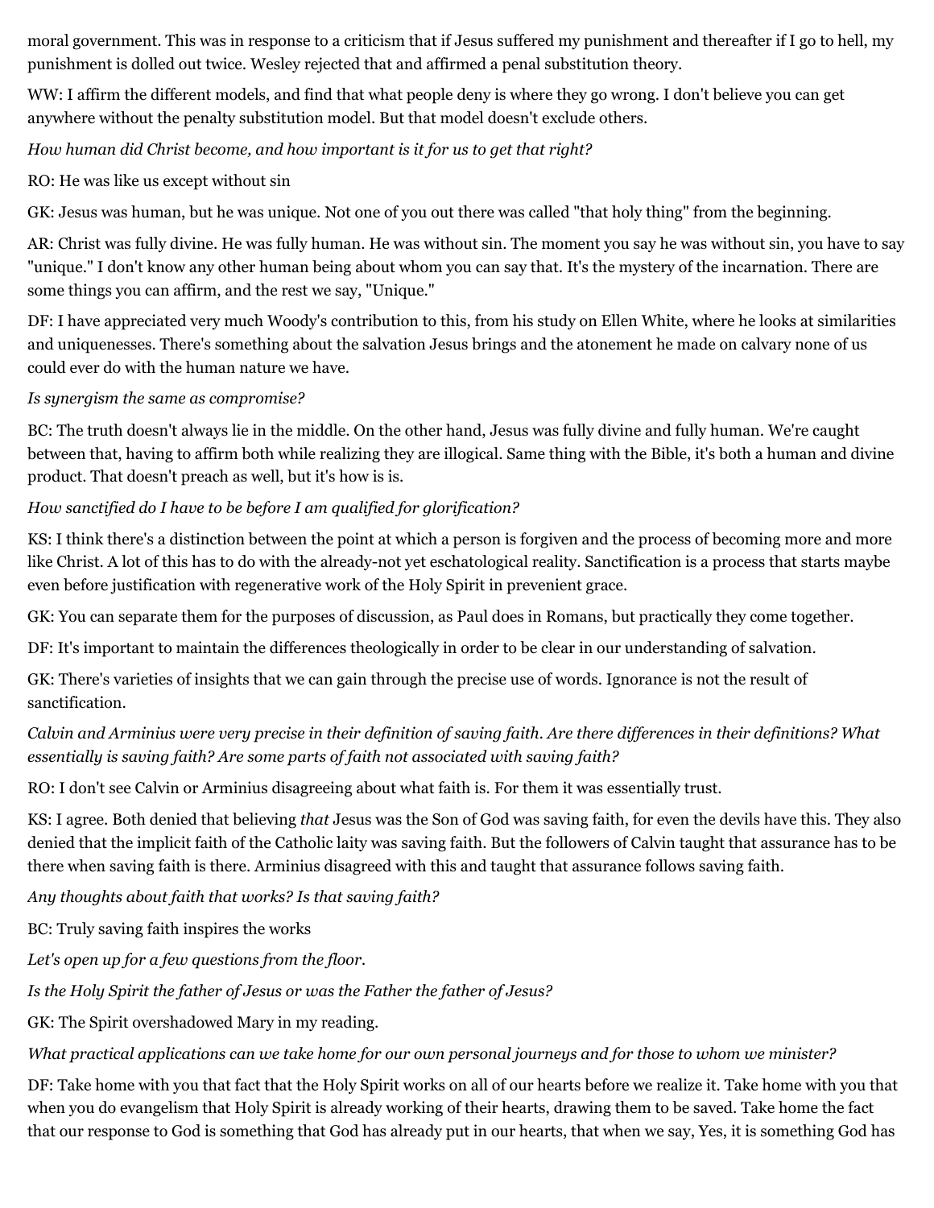moral government. This was in response to a criticism that if Jesus suffered my punishment and thereafter if I go to hell, my punishment is dolled out twice. Wesley rejected that and affirmed a penal substitution theory.

WW: I affirm the different models, and find that what people deny is where they go wrong. I don't believe you can get anywhere without the penalty substitution model. But that model doesn't exclude others.

*How human did Christ become, and how important is it for us to get that right?*

RO: He was like us except without sin

GK: Jesus was human, but he was unique. Not one of you out there was called "that holy thing" from the beginning.

AR: Christ was fully divine. He was fully human. He was without sin. The moment you say he was without sin, you have to say "unique." I don't know any other human being about whom you can say that. It's the mystery of the incarnation. There are some things you can affirm, and the rest we say, "Unique."

DF: I have appreciated very much Woody's contribution to this, from his study on Ellen White, where he looks at similarities and uniquenesses. There's something about the salvation Jesus brings and the atonement he made on calvary none of us could ever do with the human nature we have.

*Is synergism the same as compromise?*

BC: The truth doesn't always lie in the middle. On the other hand, Jesus was fully divine and fully human. We're caught between that, having to affirm both while realizing they are illogical. Same thing with the Bible, it's both a human and divine product. That doesn't preach as well, but it's how is is.

*How sanctified do I have to be before I am qualified for glorification?*

KS: I think there's a distinction between the point at which a person is forgiven and the process of becoming more and more like Christ. A lot of this has to do with the already-not yet eschatological reality. Sanctification is a process that starts maybe even before justification with regenerative work of the Holy Spirit in prevenient grace.

GK: You can separate them for the purposes of discussion, as Paul does in Romans, but practically they come together.

DF: It's important to maintain the differences theologically in order to be clear in our understanding of salvation.

GK: There's varieties of insights that we can gain through the precise use of words. Ignorance is not the result of sanctification.

*Calvin and Arminius were very precise in their definition of saving faith. Are there differences in their definitions? What essentially is saving faith? Are some parts of faith not associated with saving faith?*

RO: I don't see Calvin or Arminius disagreeing about what faith is. For them it was essentially trust.

KS: I agree. Both denied that believing *that* Jesus was the Son of God was saving faith, for even the devils have this. They also denied that the implicit faith of the Catholic laity was saving faith. But the followers of Calvin taught that assurance has to be there when saving faith is there. Arminius disagreed with this and taught that assurance follows saving faith.

*Any thoughts about faith that works? Is that saving faith?*

BC: Truly saving faith inspires the works

*Let's open up for a few questions from the floor.*

*Is the Holy Spirit the father of Jesus or was the Father the father of Jesus?*

GK: The Spirit overshadowed Mary in my reading.

*What practical applications can we take home for our own personal journeys and for those to whom we minister?*

DF: Take home with you that fact that the Holy Spirit works on all of our hearts before we realize it. Take home with you that when you do evangelism that Holy Spirit is already working of their hearts, drawing them to be saved. Take home the fact that our response to God is something that God has already put in our hearts, that when we say, Yes, it is something God has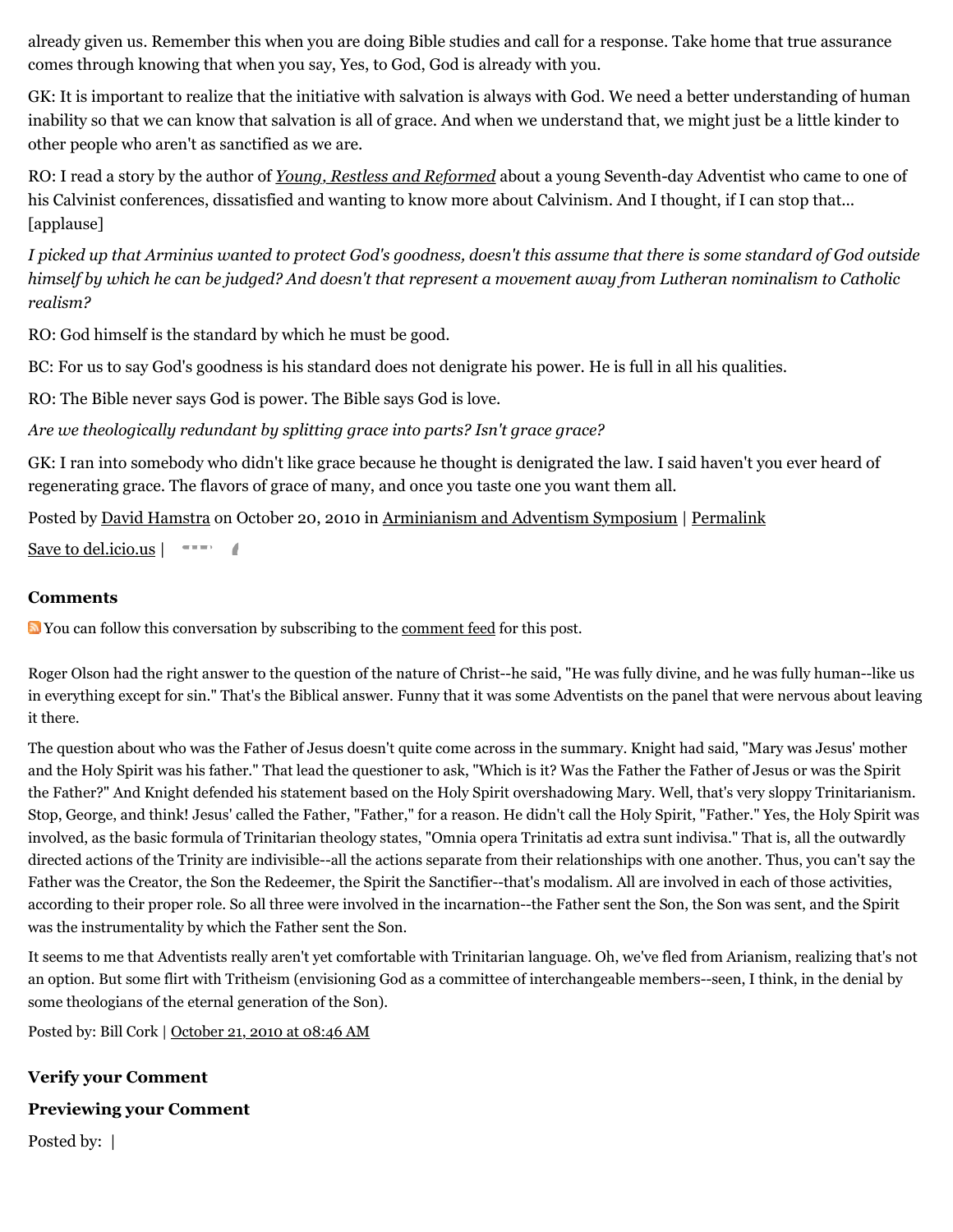already given us. Remember this when you are doing Bible studies and call for a response. Take home that true assurance comes through knowing that when you say, Yes, to God, God is already with you.

GK: It is important to realize that the initiative with salvation is always with God. We need a better understanding of human inability so that we can know that salvation is all of grace. And when we understand that, we might just be a little kinder to other people who aren't as sanctified as we are.

RO: I read a story by the author of *Young, Restless and Reformed* about a young Seventh-day Adventist who came to one of his Calvinist conferences, dissatisfied and wanting to know more about Calvinism. And I thought, if I can stop that... [applause]

*I picked up that Arminius wanted to protect God's goodness, doesn't this assume that there is some standard of God outside himself by which he can be judged? And doesn't that represent a movement away from Lutheran nominalism to Catholic realism?*

RO: God himself is the standard by which he must be good.

BC: For us to say God's goodness is his standard does not denigrate his power. He is full in all his qualities.

RO: The Bible never says God is power. The Bible says God is love.

*Are we theologically redundant by splitting grace into parts? Isn't grace grace?*

GK: I ran into somebody who didn't like grace because he thought is denigrated the law. I said haven't you ever heard of regenerating grace. The flavors of grace of many, and once you taste one you want them all.

Posted by David Hamstra on October 20, 2010 in Arminianism and Adventism Symposium | Permalink

Save to del.icio.us |

### Comments

You can follow this conversation by subscribing to the comment feed for this post.

Roger Olson had the right answer to the question of the nature of Christ--he said, "He was fully divine, and he was fully human--like us in everything except for sin." That's the Biblical answer. Funny that it was some Adventists on the panel that were nervous about leaving it there.

The question about who was the Father of Jesus doesn't quite come across in the summary. Knight had said, "Mary was Jesus' mother and the Holy Spirit was his father." That lead the questioner to ask, "Which is it? Was the Father the Father of Jesus or was the Spirit the Father?" And Knight defended his statement based on the Holy Spirit overshadowing Mary. Well, that's very sloppy Trinitarianism. Stop, George, and think! Jesus' called the Father, "Father," for a reason. He didn't call the Holy Spirit, "Father." Yes, the Holy Spirit was involved, as the basic formula of Trinitarian theology states, "Omnia opera Trinitatis ad extra sunt indivisa." That is, all the outwardly directed actions of the Trinity are indivisible--all the actions separate from their relationships with one another. Thus, you can't say the Father was the Creator, the Son the Redeemer, the Spirit the Sanctifier--that's modalism. All are involved in each of those activities, according to their proper role. So all three were involved in the incarnation--the Father sent the Son, the Son was sent, and the Spirit was the instrumentality by which the Father sent the Son.

It seems to me that Adventists really aren't yet comfortable with Trinitarian language. Oh, we've fled from Arianism, realizing that's not an option. But some flirt with Tritheism (envisioning God as a committee of interchangeable members--seen, I think, in the denial by some theologians of the eternal generation of the Son).

Posted by: Bill Cork | October 21, 2010 at 08:46 AM

### Verify your Comment

### Previewing your Comment

Posted by: |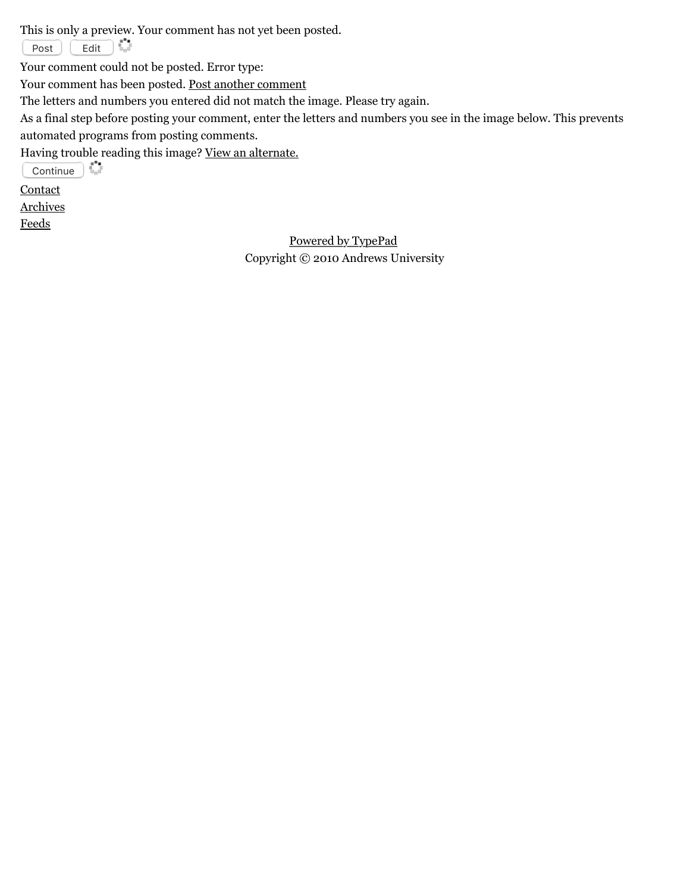This is only a preview. Your comment has not yet been posted.

Post Edit

Your comment could not be posted. Error type:

Your comment has been posted. Post another comment

The letters and numbers you entered did not match the image. Please try again.

As a final step before posting your comment, enter the letters and numbers you see in the image below. This prevents automated programs from posting comments.

Having trouble reading this image? View an alternate.

Continue

Contact

Archives

Feeds

Powered by TypePad

Copyright © 2010 Andrews University